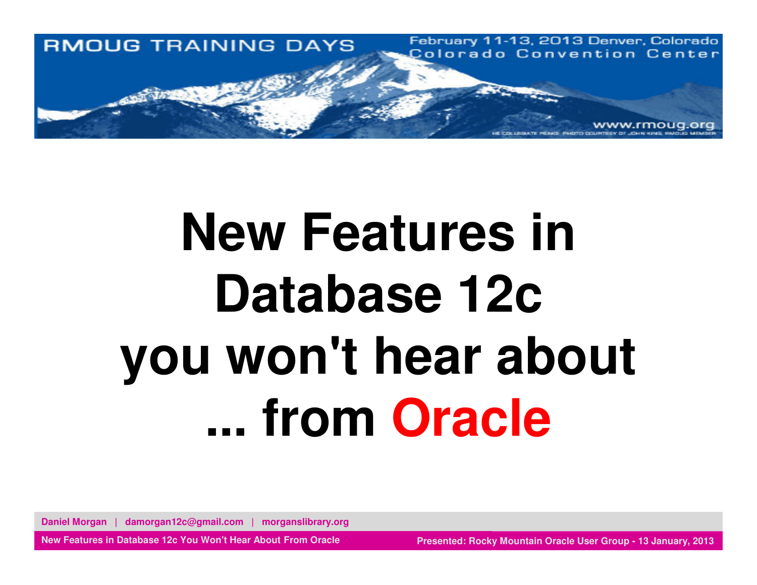RMOUG TRAINING DAYS

February 11-13, 2013 Denver, Colorado
Colorado Convention Center

www.rmoug.org

# New Features in Database 12c you won't hear about ... from Oracle

Daniel Morgan | damorgan12c@gmail.com | morganslibrary.org

New Features in Database 12c You Won't Hear About From Oracle

Presented: Rocky Mountain Oracle User Group - 13 January, 2013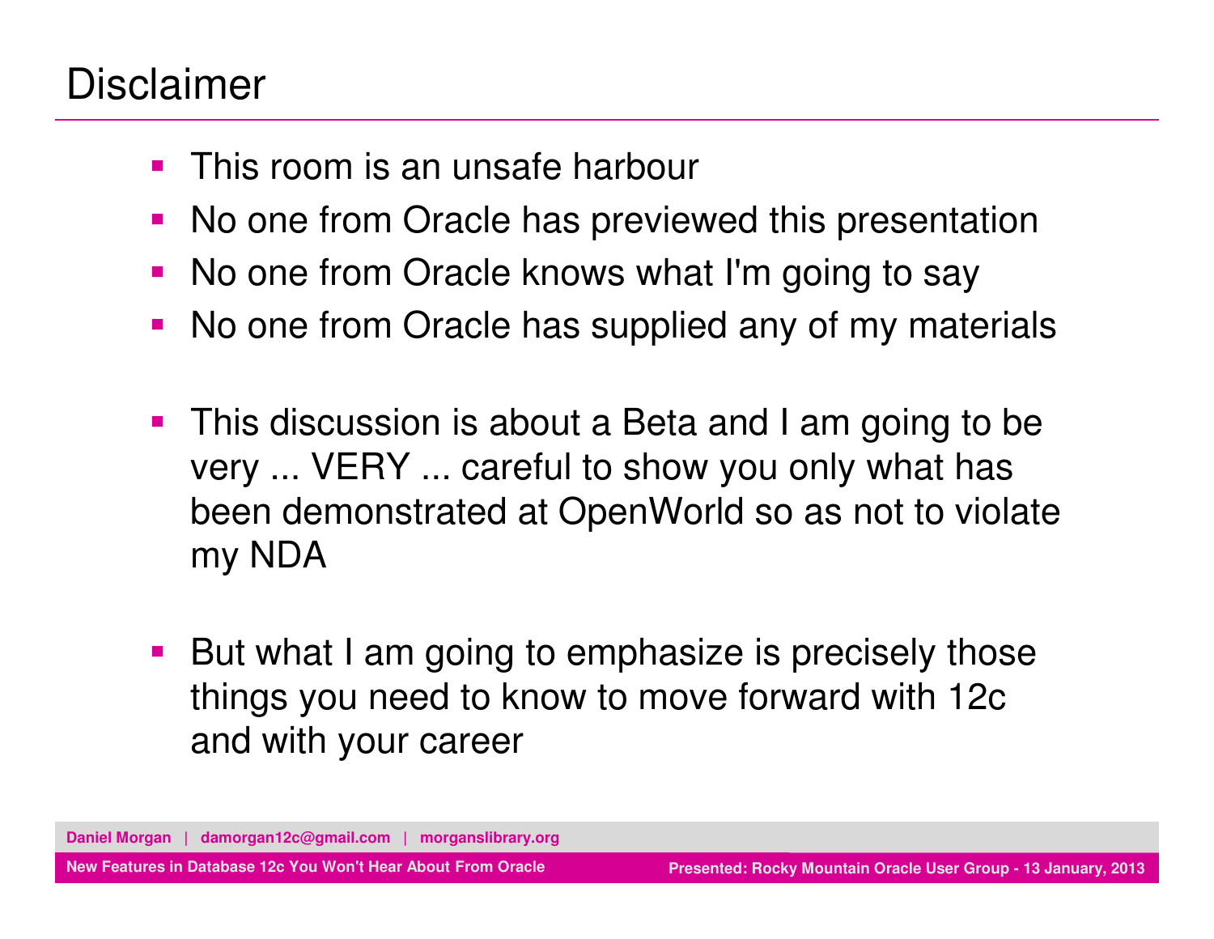# Disclaimer

- This room is an unsafe harbour
- No one from Oracle has previewed this presentation
- No one from Oracle knows what I'm going to say
- No one from Oracle has supplied any of my materials

- This discussion is about a Beta and I am going to be very ... VERY ... careful to show you only what has been demonstrated at OpenWorld so as not to violate my NDA

- But what I am going to emphasize is precisely those things you need to know to move forward with 12c and with your career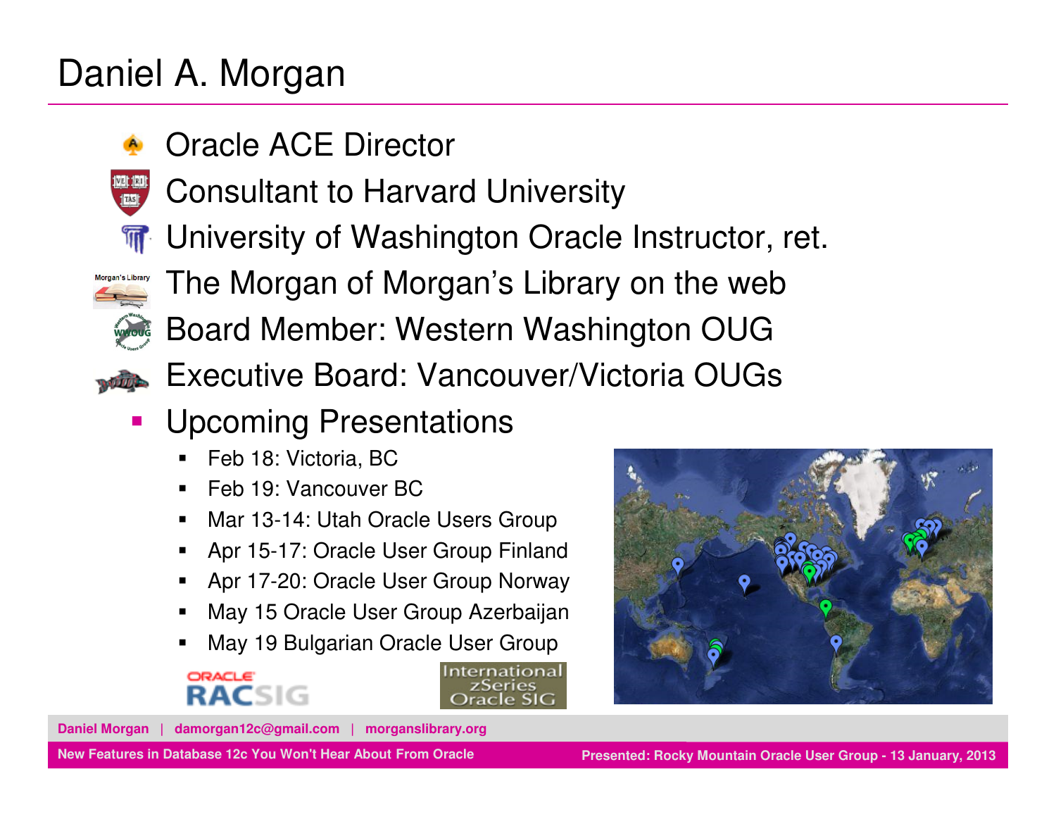# Daniel A. Morgan

- Oracle ACE Director
- Consultant to Harvard University
- University of Washington Oracle Instructor, ret.
- The Morgan of Morgan's Library on the web
- Board Member: Western Washington OUG
- Executive Board: Vancouver/Victoria OUGs
- Upcoming Presentations
  - Feb 18: Victoria, BC
  - Feb 19: Vancouver BC
  - Mar 13-14: Utah Oracle Users Group
  - Apr 15-17: Oracle User Group Finland
  - Apr 17-20: Oracle User Group Norway
  - May 15 Oracle User Group Azerbaijan
  - May 19 Bulgarian Oracle User Group

Daniel Morgan | damorgan12c@gmail.com | morganslibrary.org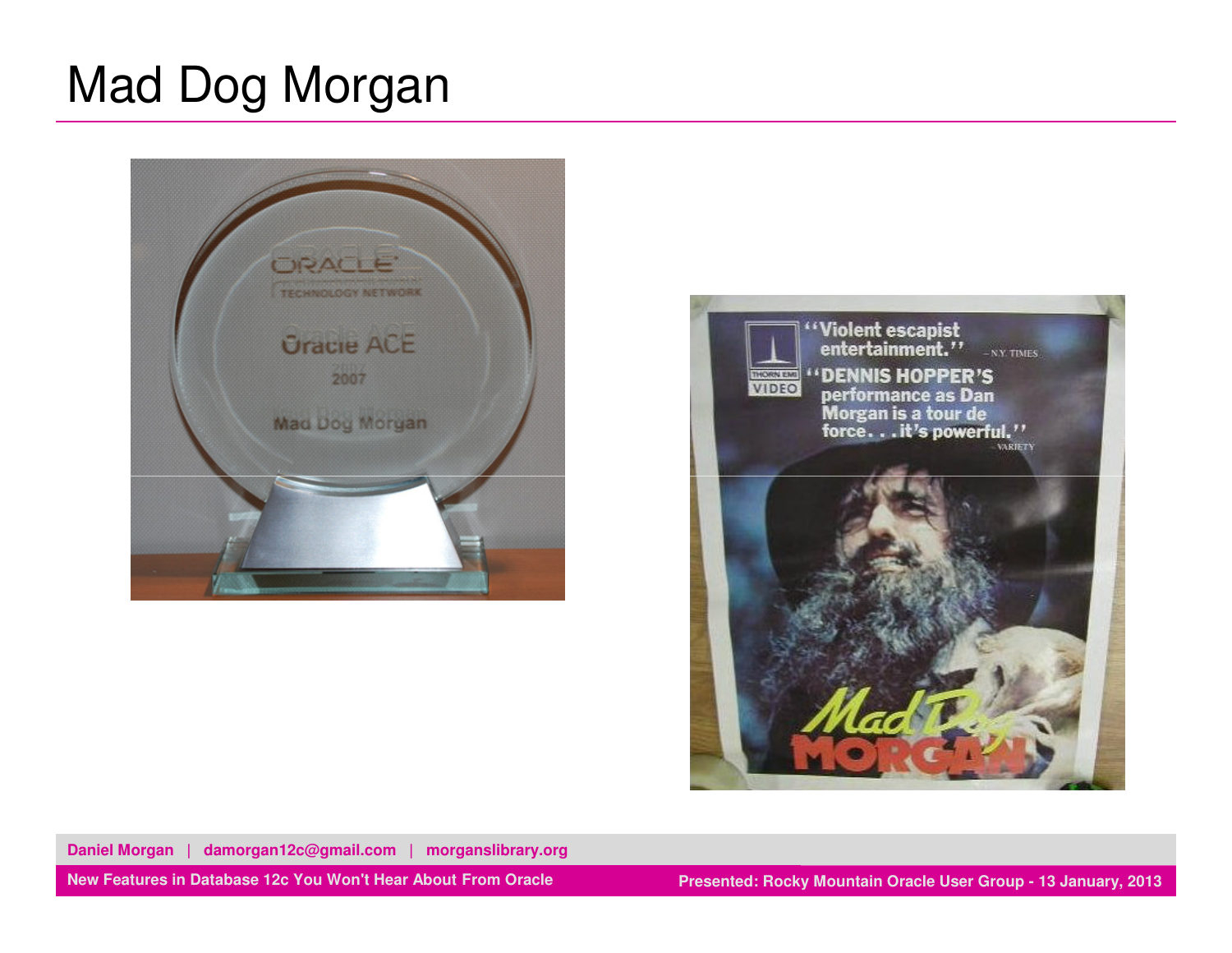# Mad Dog Morgan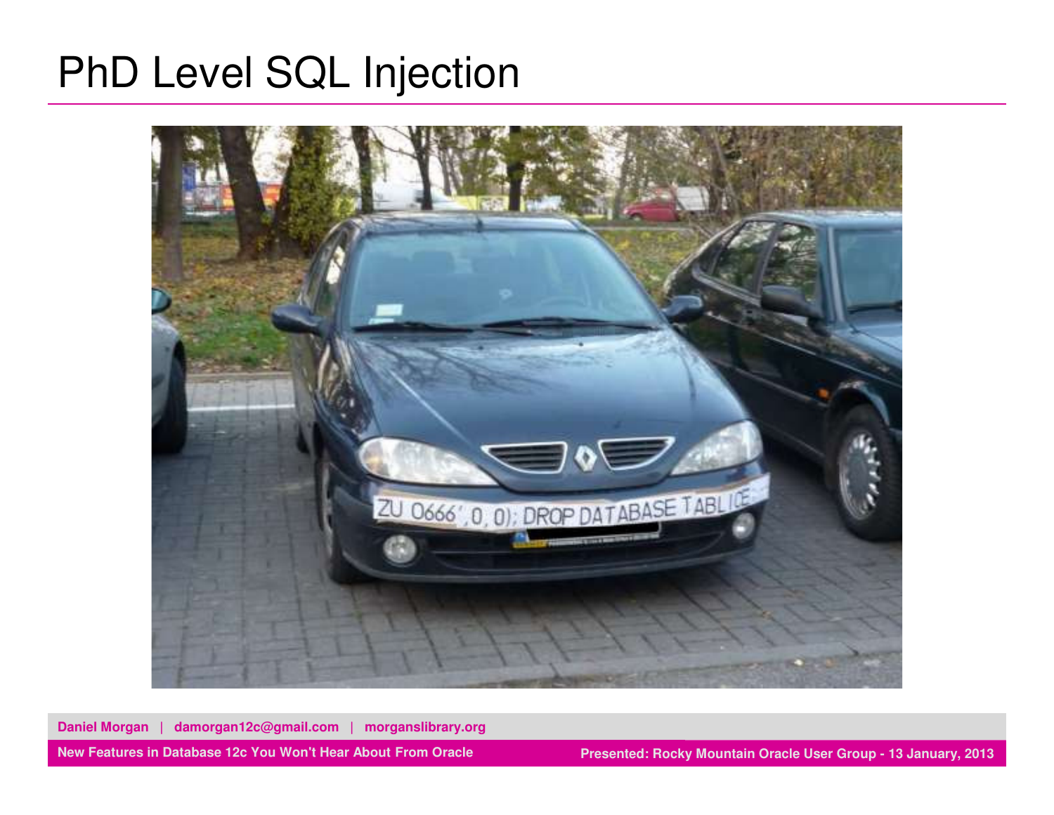# PhD Level SQL Injection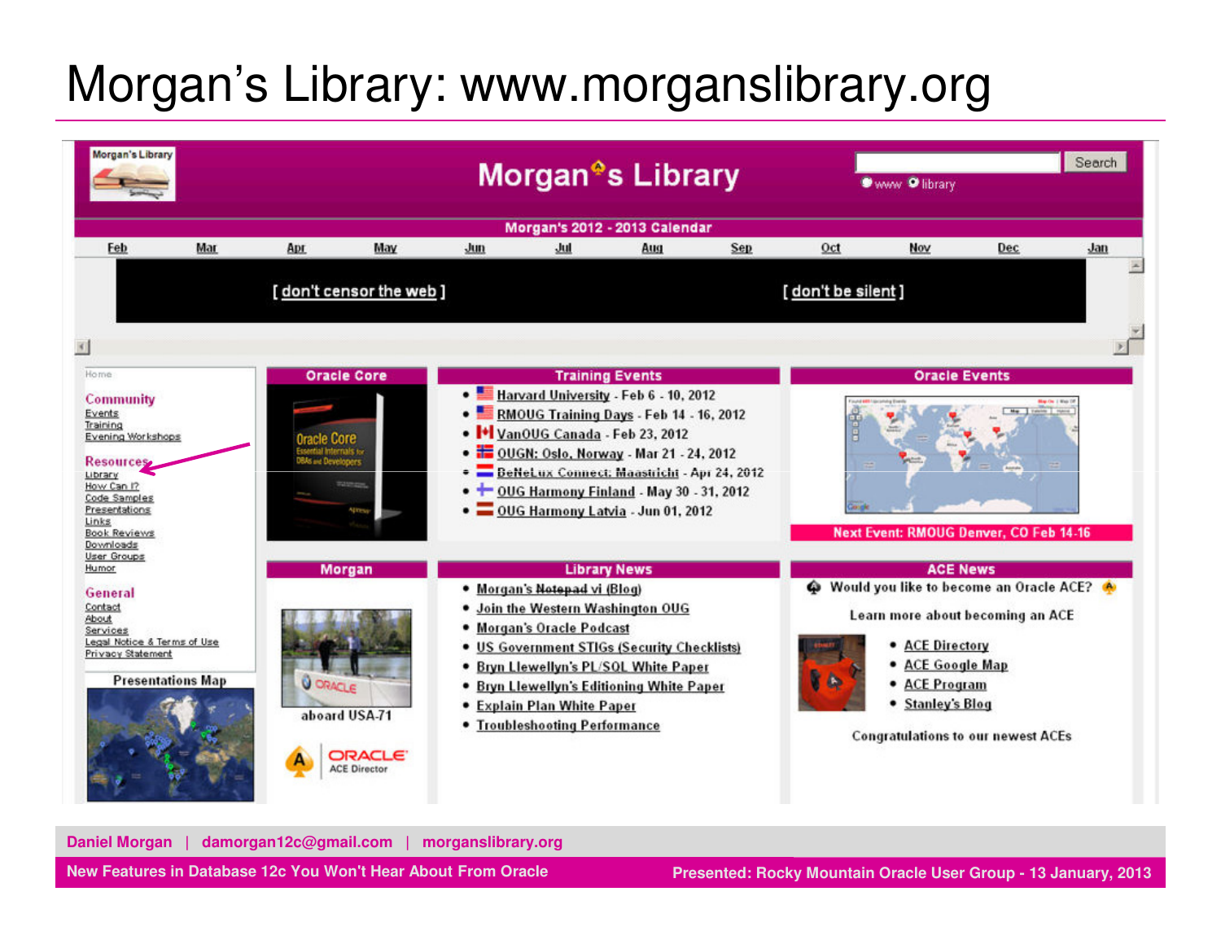# Morgan's Library: www.morganslibrary.org

Morgan's Library

Search

www library

Morgan's 2012 - 2013 Calendar

Feb | Mar | Apr | May | Jun | Jul | Aug | Sep | Oct | Nov | Dec | Jan

[ don't censor the web ] [ don't be silent ]

Home

**Community**

- Events
- Training
- Evening Workshops

**Resources**

- Library
- How Can I?
- Code Samples
- Presentations
- Links
- Book Reviews
- Downloads
- User Groups
- Humor

**General**

- Contact
- About
- Services
- Legal Notice & Terms of Use
- Privacy Statement

Presentations Map

## Oracle Core

## Training Events

- Harvard University - Feb 6 - 10, 2012
- RMOUG Training Days - Feb 14 - 16, 2012
- VanOUG Canada - Feb 23, 2012
- OUGN: Oslo, Norway - Mar 21 - 24, 2012
- BeNeLux Connect: Maastricht - Apr 24, 2012
- OUG Harmony Finland - May 30 - 31, 2012
- OUG Harmony Latvia - Jun 01, 2012

## Oracle Events

Next Event: RMOUG Denver, CO Feb 14-16

## Morgan

aboard USA-71

ORACLE ACE Director

## Library News

- Morgan's Notepad vi (Blog)
- Join the Western Washington OUG
- Morgan's Oracle Podcast
- US Government STIGs (Security Checklists)
- Bryn Llewellyn's PL/SQL White Paper
- Bryn Llewellyn's Editioning White Paper
- Explain Plan White Paper
- Troubleshooting Performance

## ACE News

Would you like to become an Oracle ACE?

Learn more about becoming an ACE

- ACE Directory
- ACE Google Map
- ACE Program
- Stanley's Blog

Congratulations to our newest ACEs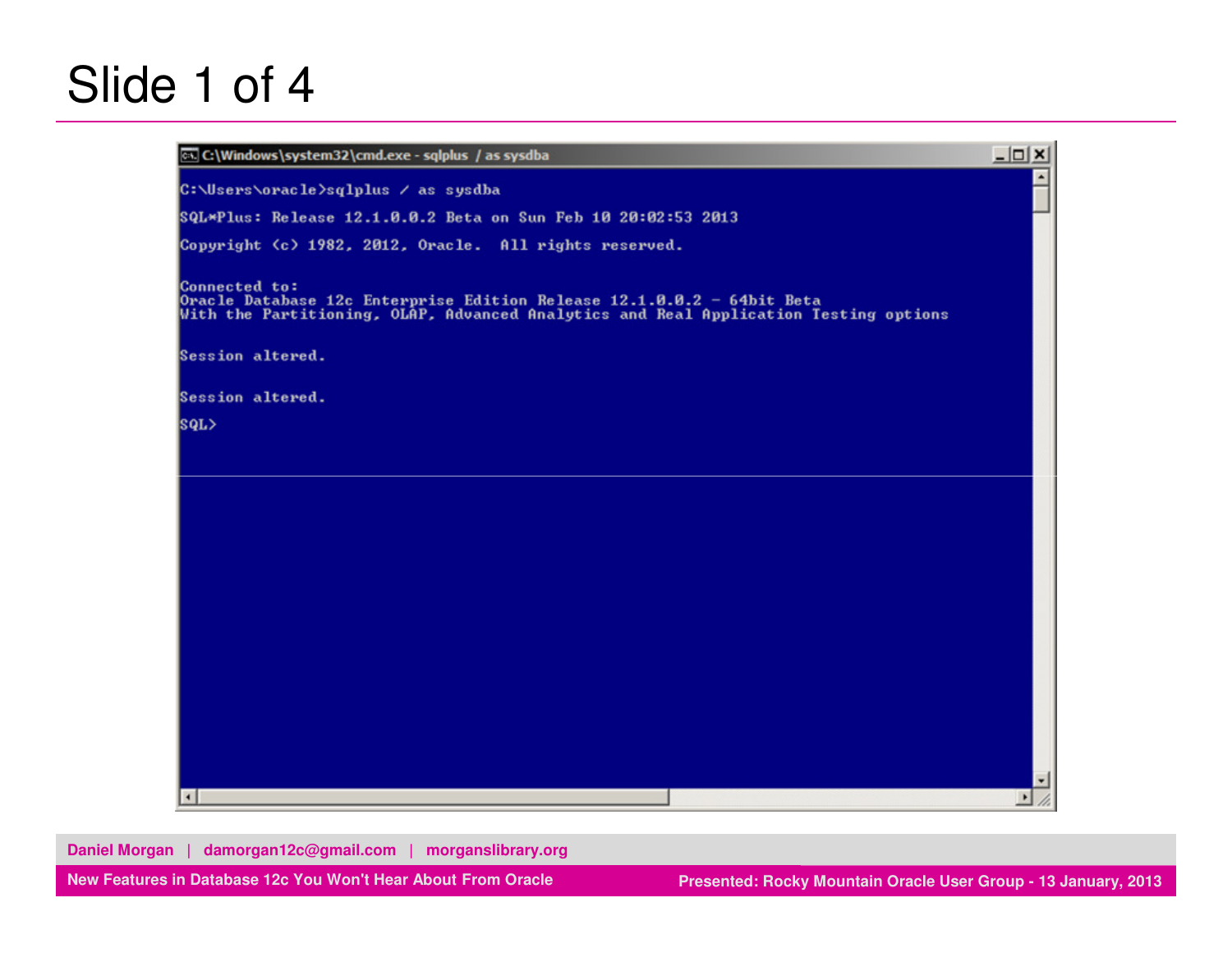# Slide 1 of 4

```
C:\Windows\system32\cmd.exe - sqlplus / as sysdba

C:\Users\oracle>sqlplus / as sysdba

SQL*Plus: Release 12.1.0.0.2 Beta on Sun Feb 10 20:02:53 2013

Copyright (c) 1982, 2012, Oracle.  All rights reserved.

Connected to:
Oracle Database 12c Enterprise Edition Release 12.1.0.0.2 - 64bit Beta
With the Partitioning, OLAP, Advanced Analytics and Real Application Testing options

Session altered.

Session altered.

SQL>
```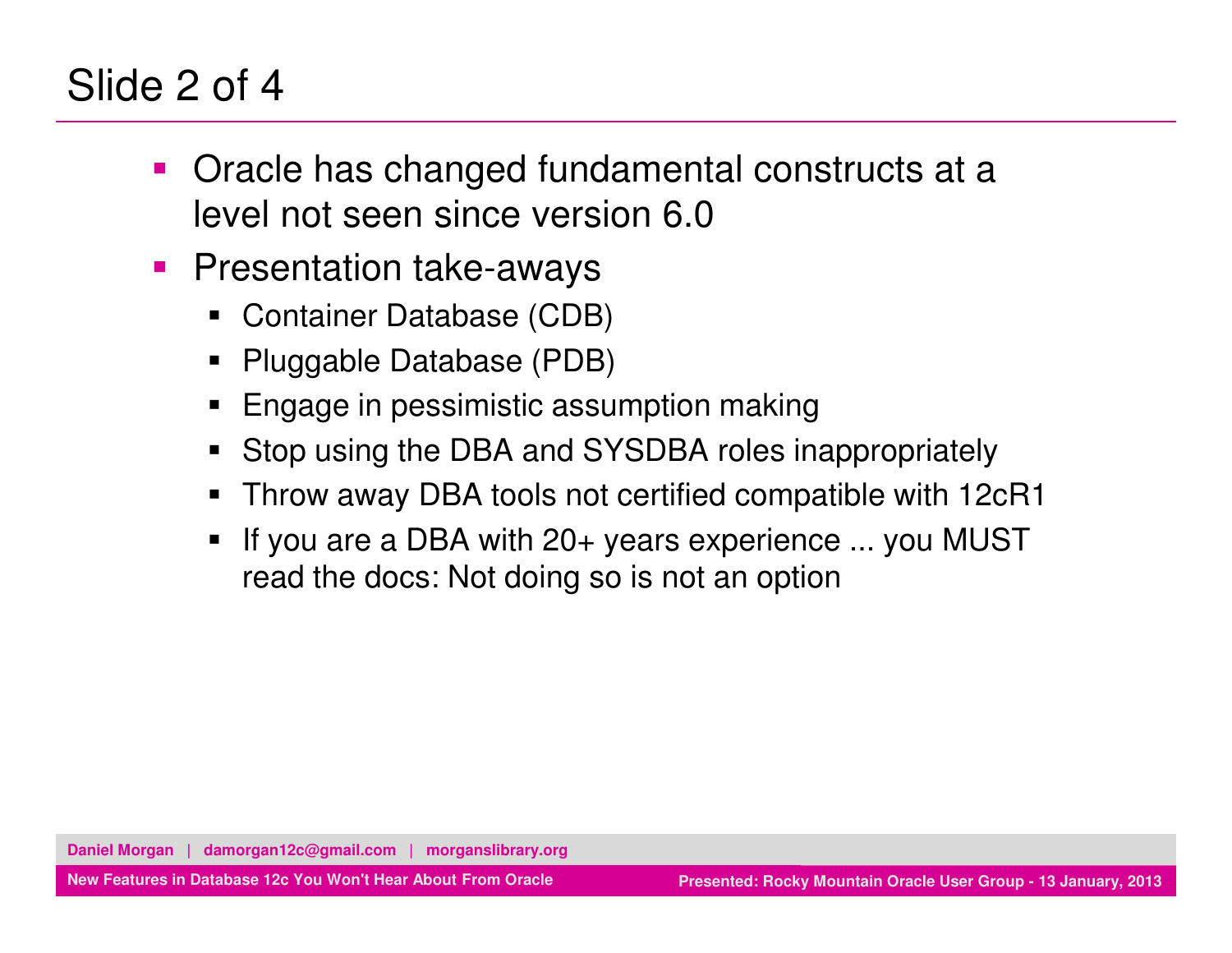# Slide 2 of 4

- Oracle has changed fundamental constructs at a level not seen since version 6.0
- Presentation take-aways
  - Container Database (CDB)
  - Pluggable Database (PDB)
  - Engage in pessimistic assumption making
  - Stop using the DBA and SYSDBA roles inappropriately
  - Throw away DBA tools not certified compatible with 12cR1
  - If you are a DBA with 20+ years experience ... you MUST read the docs: Not doing so is not an option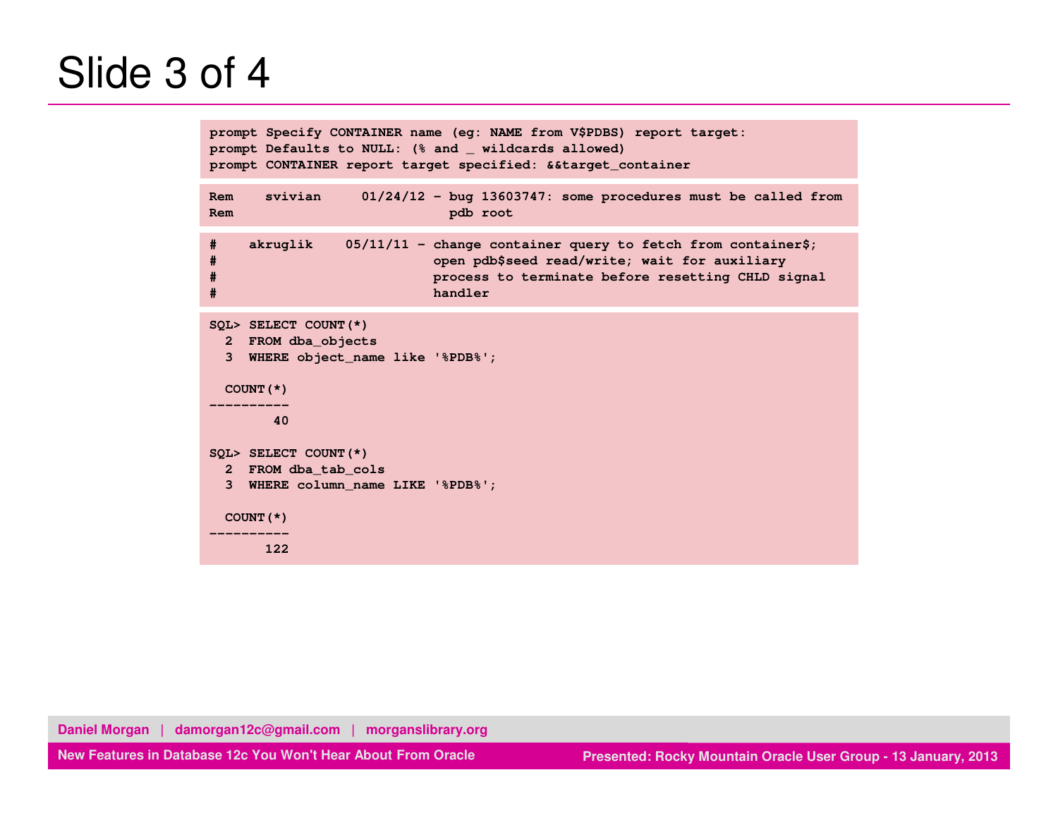# Slide 3 of 4

```
prompt Specify CONTAINER name (eg: NAME from V$PDBS) report target:
prompt Defaults to NULL: (% and _ wildcards allowed)
prompt CONTAINER report target specified: &&target_container
```

```
Rem    svivian     01/24/12 - bug 13603747: some procedures must be called from
Rem                           pdb root
```

```
#    akruglik    05/11/11 - change container query to fetch from container$;
#                           open pdb$seed read/write; wait for auxiliary
#                           process to terminate before resetting CHLD signal
#                           handler
```

```
SQL> SELECT COUNT(*)
  2  FROM dba_objects
  3  WHERE object_name like '%PDB%';

  COUNT(*)
----------
        40

SQL> SELECT COUNT(*)
  2  FROM dba_tab_cols
  3  WHERE column_name LIKE '%PDB%';

  COUNT(*)
----------
       122
```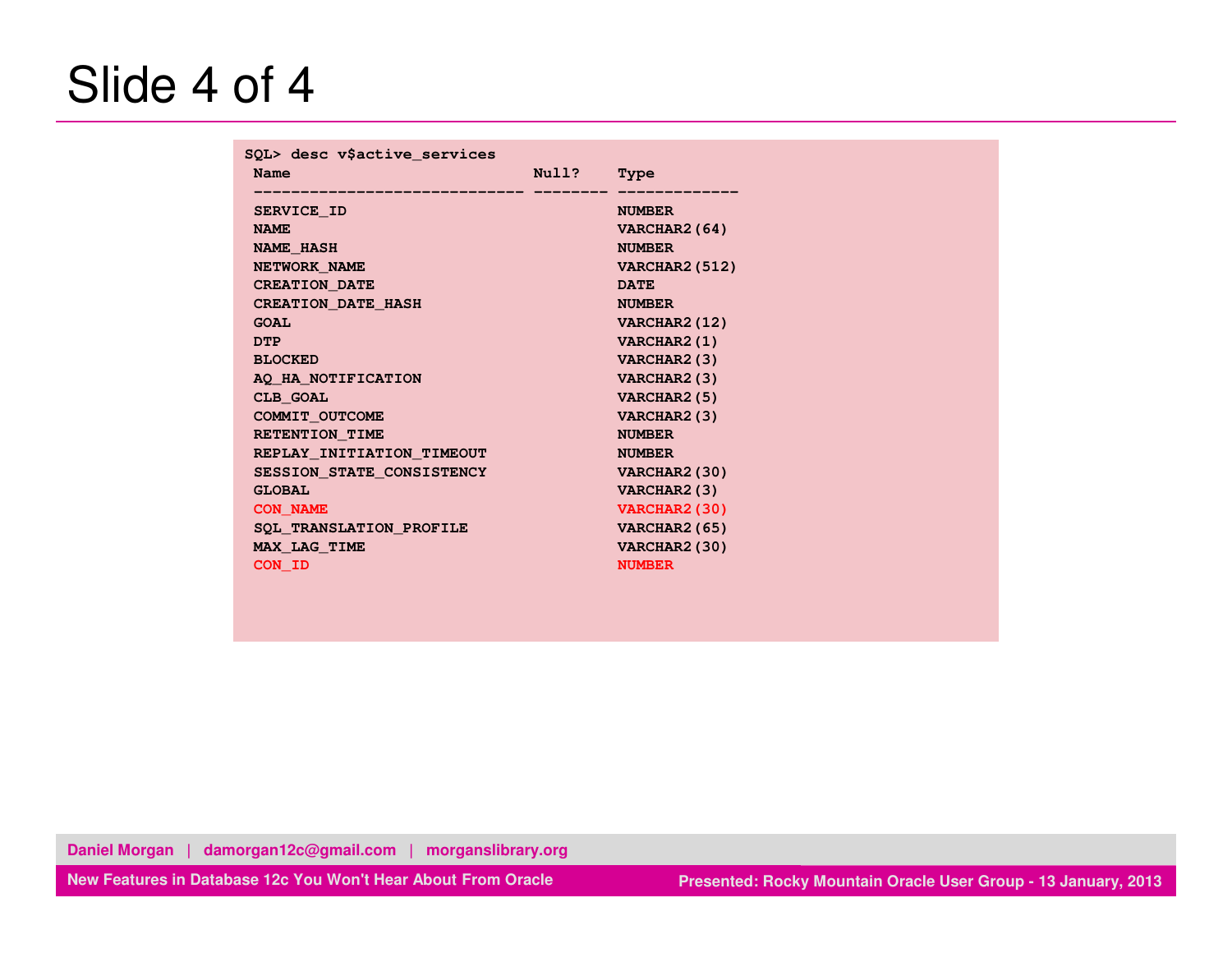# Slide 4 of 4

```
SQL> desc v$active_services
 Name                          Null?    Type
 ----------------------------- -------- -------------
 SERVICE_ID                             NUMBER
 NAME                                   VARCHAR2(64)
 NAME_HASH                              NUMBER
 NETWORK_NAME                           VARCHAR2(512)
 CREATION_DATE                          DATE
 CREATION_DATE_HASH                     NUMBER
 GOAL                                   VARCHAR2(12)
 DTP                                    VARCHAR2(1)
 BLOCKED                                VARCHAR2(3)
 AQ_HA_NOTIFICATION                     VARCHAR2(3)
 CLB_GOAL                               VARCHAR2(5)
 COMMIT_OUTCOME                         VARCHAR2(3)
 RETENTION_TIME                         NUMBER
 REPLAY_INITIATION_TIMEOUT              NUMBER
 SESSION_STATE_CONSISTENCY              VARCHAR2(30)
 GLOBAL                                 VARCHAR2(3)
 CON_NAME                               VARCHAR2(30)
 SQL_TRANSLATION_PROFILE                VARCHAR2(65)
 MAX_LAG_TIME                           VARCHAR2(30)
 CON_ID                                 NUMBER
```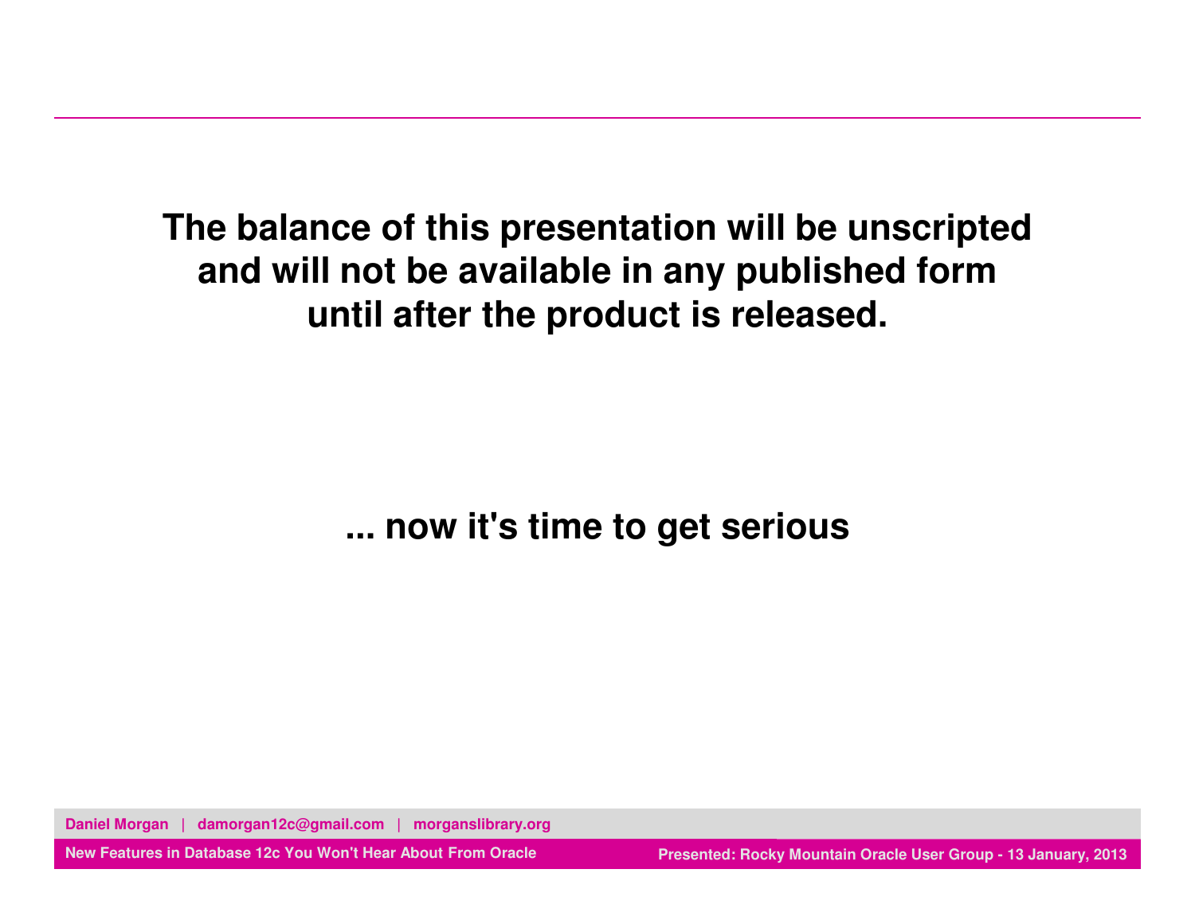**The balance of this presentation will be unscripted and will not be available in any published form until after the product is released.**

**... now it's time to get serious**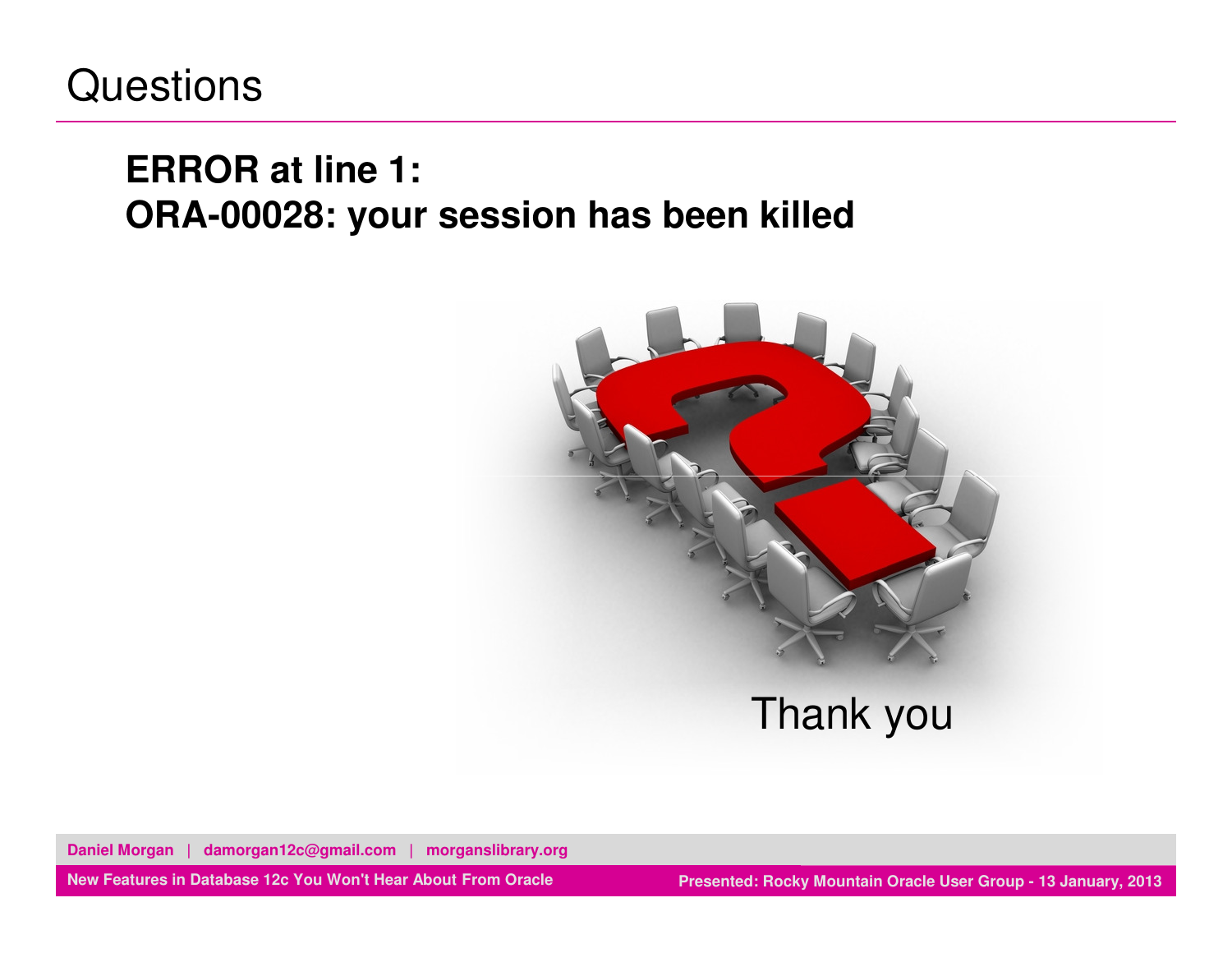# Questions

**ERROR at line 1:**
**ORA-00028: your session has been killed**

Thank you